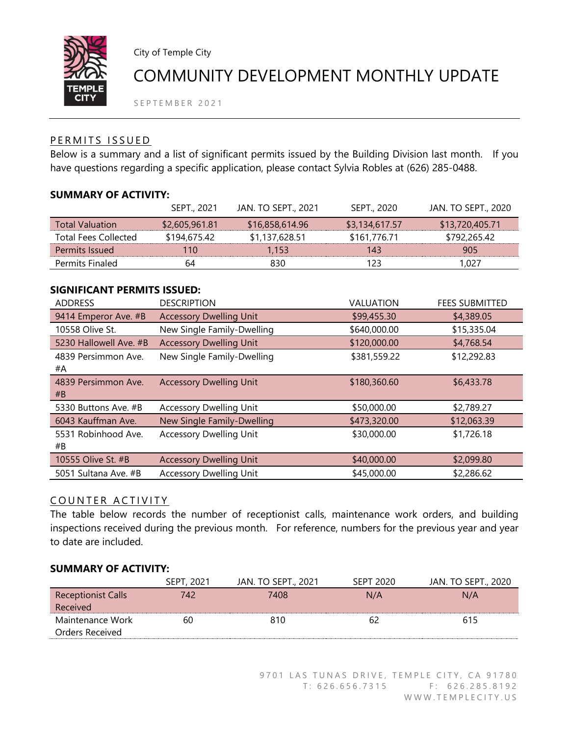City of Temple City

# COMMUNITY DEVELOPMENT MONTHLY UPDATE

SEPTEMBER 2021

## PERMITS ISSUED

Below is a summary and a list of significant permits issued by the Building Division last month. If you have questions regarding a specific application, please contact Sylvia Robles at (626) 285-0488.

**SUMMARY OF ACTIVITY:**

| | SEPT., 2021 | JAN. TO SEPT., 2021 | SEPT., 2020 | JAN. TO SEPT., 2020 |
|---|---|---|---|---|
| Total Valuation | $2,605,961.81 | $16,858,614.96 | $3,134,617.57 | $13,720,405.71 |
| Total Fees Collected | $194,675.42 | $1,137,628.51 | $161,776.71 | $792,265.42 |
| Permits Issued | 110 | 1,153 | 143 | 905 |
| Permits Finaled | 64 | 830 | 123 | 1,027 |

**SIGNIFICANT PERMITS ISSUED:**

| ADDRESS | DESCRIPTION | VALUATION | FEES SUBMITTED |
|---|---|---|---|
| 9414 Emperor Ave. #B | Accessory Dwelling Unit | $99,455.30 | $4,389.05 |
| 10558 Olive St. | New Single Family-Dwelling | $640,000.00 | $15,335.04 |
| 5230 Hallowell Ave. #B | Accessory Dwelling Unit | $120,000.00 | $4,768.54 |
| 4839 Persimmon Ave. #A | New Single Family-Dwelling | $381,559.22 | $12,292.83 |
| 4839 Persimmon Ave. #B | Accessory Dwelling Unit | $180,360.60 | $6,433.78 |
| 5330 Buttons Ave. #B | Accessory Dwelling Unit | $50,000.00 | $2,789.27 |
| 6043 Kauffman Ave. | New Single Family-Dwelling | $473,320.00 | $12,063.39 |
| 5531 Robinhood Ave. #B | Accessory Dwelling Unit | $30,000.00 | $1,726.18 |
| 10555 Olive St. #B | Accessory Dwelling Unit | $40,000.00 | $2,099.80 |
| 5051 Sultana Ave. #B | Accessory Dwelling Unit | $45,000.00 | $2,286.62 |

## COUNTER ACTIVITY

The table below records the number of receptionist calls, maintenance work orders, and building inspections received during the previous month. For reference, numbers for the previous year and year to date are included.

**SUMMARY OF ACTIVITY:**

| | SEPT, 2021 | JAN. TO SEPT., 2021 | SEPT 2020 | JAN. TO SEPT., 2020 |
|---|---|---|---|---|
| Receptionist Calls Received | 742 | 7408 | N/A | N/A |
| Maintenance Work Orders Received | 60 | 810 | 62 | 615 |

9701 LAS TUNAS DRIVE, TEMPLE CITY, CA 91780
T: 626.656.7315 F: 626.285.8192
WWW.TEMPLECITY.US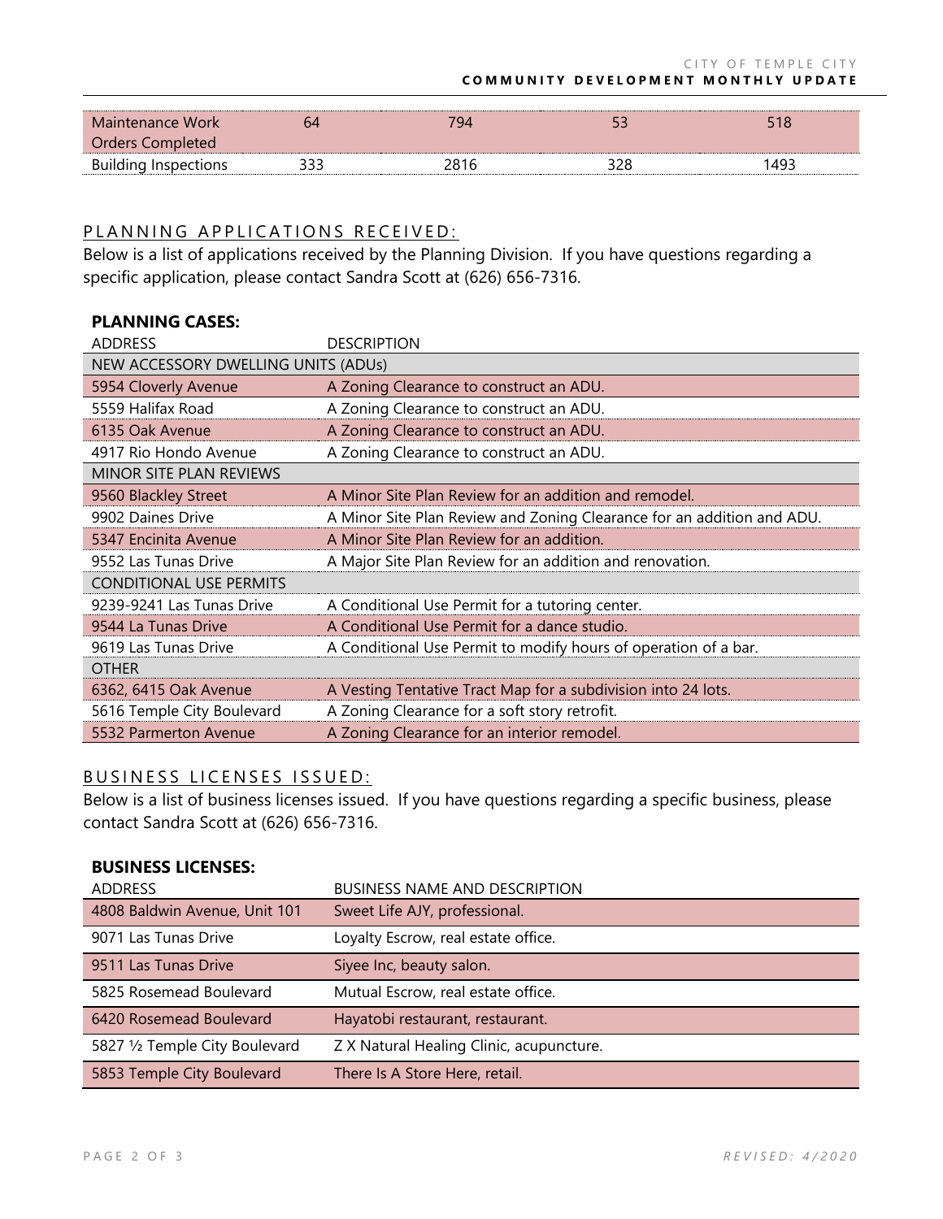| | | | | |
|---|---|---|---|---|
| Maintenance Work Orders Completed | 64 | 794 | 53 | 518 |
| Building Inspections | 333 | 2816 | 328 | 1493 |

## PLANNING APPLICATIONS RECEIVED:

Below is a list of applications received by the Planning Division. If you have questions regarding a specific application, please contact Sandra Scott at (626) 656-7316.

**PLANNING CASES:**

| ADDRESS | DESCRIPTION |
|---|---|
| NEW ACCESSORY DWELLING UNITS (ADUs) | |
| 5954 Cloverly Avenue | A Zoning Clearance to construct an ADU. |
| 5559 Halifax Road | A Zoning Clearance to construct an ADU. |
| 6135 Oak Avenue | A Zoning Clearance to construct an ADU. |
| 4917 Rio Hondo Avenue | A Zoning Clearance to construct an ADU. |
| MINOR SITE PLAN REVIEWS | |
| 9560 Blackley Street | A Minor Site Plan Review for an addition and remodel. |
| 9902 Daines Drive | A Minor Site Plan Review and Zoning Clearance for an addition and ADU. |
| 5347 Encinita Avenue | A Minor Site Plan Review for an addition. |
| 9552 Las Tunas Drive | A Major Site Plan Review for an addition and renovation. |
| CONDITIONAL USE PERMITS | |
| 9239-9241 Las Tunas Drive | A Conditional Use Permit for a tutoring center. |
| 9544 La Tunas Drive | A Conditional Use Permit for a dance studio. |
| 9619 Las Tunas Drive | A Conditional Use Permit to modify hours of operation of a bar. |
| OTHER | |
| 6362, 6415 Oak Avenue | A Vesting Tentative Tract Map for a subdivision into 24 lots. |
| 5616 Temple City Boulevard | A Zoning Clearance for a soft story retrofit. |
| 5532 Parmerton Avenue | A Zoning Clearance for an interior remodel. |

## BUSINESS LICENSES ISSUED:

Below is a list of business licenses issued. If you have questions regarding a specific business, please contact Sandra Scott at (626) 656-7316.

**BUSINESS LICENSES:**

| ADDRESS | BUSINESS NAME AND DESCRIPTION |
|---|---|
| 4808 Baldwin Avenue, Unit 101 | Sweet Life AJY, professional. |
| 9071 Las Tunas Drive | Loyalty Escrow, real estate office. |
| 9511 Las Tunas Drive | Siyee Inc, beauty salon. |
| 5825 Rosemead Boulevard | Mutual Escrow, real estate office. |
| 6420 Rosemead Boulevard | Hayatobi restaurant, restaurant. |
| 5827 ½ Temple City Boulevard | Z X Natural Healing Clinic, acupuncture. |
| 5853 Temple City Boulevard | There Is A Store Here, retail. |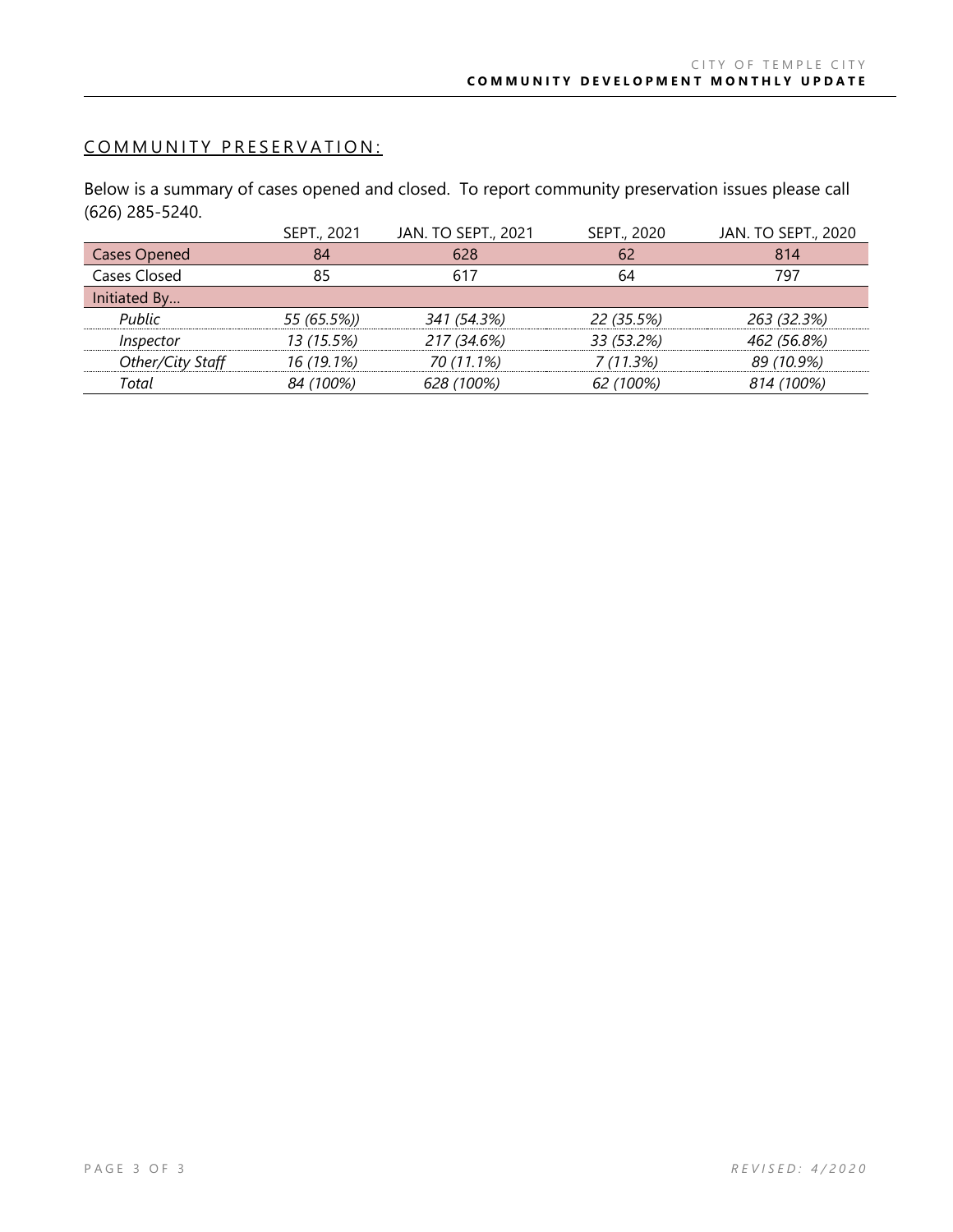## COMMUNITY PRESERVATION:

Below is a summary of cases opened and closed. To report community preservation issues please call (626) 285-5240.

| | SEPT., 2021 | JAN. TO SEPT., 2021 | SEPT., 2020 | JAN. TO SEPT., 2020 |
|---|---|---|---|---|
| Cases Opened | 84 | 628 | 62 | 814 |
| Cases Closed | 85 | 617 | 64 | 797 |
| Initiated By… | | | | |
| *Public* | *55 (65.5%))* | *341 (54.3%)* | *22 (35.5%)* | *263 (32.3%)* |
| *Inspector* | *13 (15.5%)* | *217 (34.6%)* | *33 (53.2%)* | *462 (56.8%)* |
| *Other/City Staff* | *16 (19.1%)* | *70 (11.1%)* | *7 (11.3%)* | *89 (10.9%)* |
| *Total* | *84 (100%)* | *628 (100%)* | *62 (100%)* | *814 (100%)* |